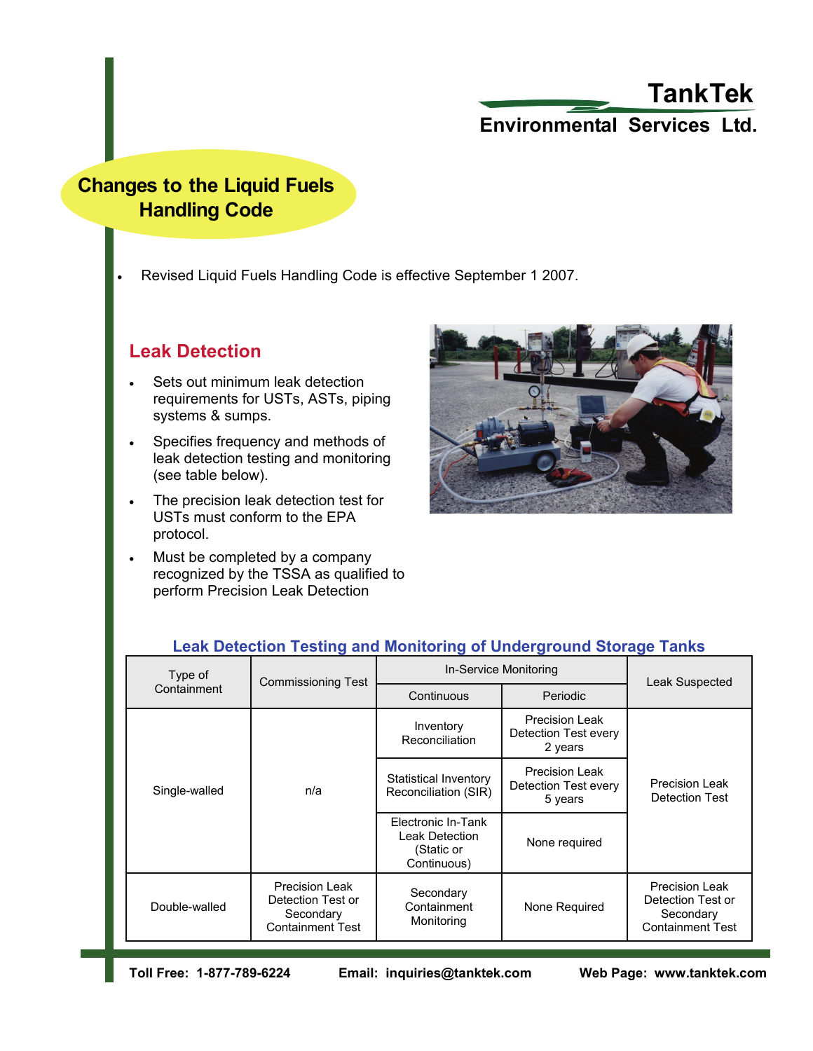# TankTek
## Environmental Services Ltd.

# Changes to the Liquid Fuels Handling Code

- Revised Liquid Fuels Handling Code is effective September 1 2007.

## Leak Detection

- Sets out minimum leak detection requirements for USTs, ASTs, piping systems & sumps.
- Specifies frequency and methods of leak detection testing and monitoring (see table below).
- The precision leak detection test for USTs must conform to the EPA protocol.
- Must be completed by a company recognized by the TSSA as qualified to perform Precision Leak Detection

### Leak Detection Testing and Monitoring of Underground Storage Tanks

| Type of Containment | Commissioning Test | In-Service Monitoring | | Leak Suspected |
|---|---|---|---|---|
| | | Continuous | Periodic | |
| Single-walled | n/a | Inventory Reconciliation | Precision Leak Detection Test every 2 years | Precision Leak Detection Test |
| | | Statistical Inventory Reconciliation (SIR) | Precision Leak Detection Test every 5 years | |
| | | Electronic In-Tank Leak Detection (Static or Continuous) | None required | |
| Double-walled | Precision Leak Detection Test or Secondary Containment Test | Secondary Containment Monitoring | None Required | Precision Leak Detection Test or Secondary Containment Test |

**Toll Free: 1-877-789-6224** **Email: inquiries@tanktek.com** **Web Page: www.tanktek.com**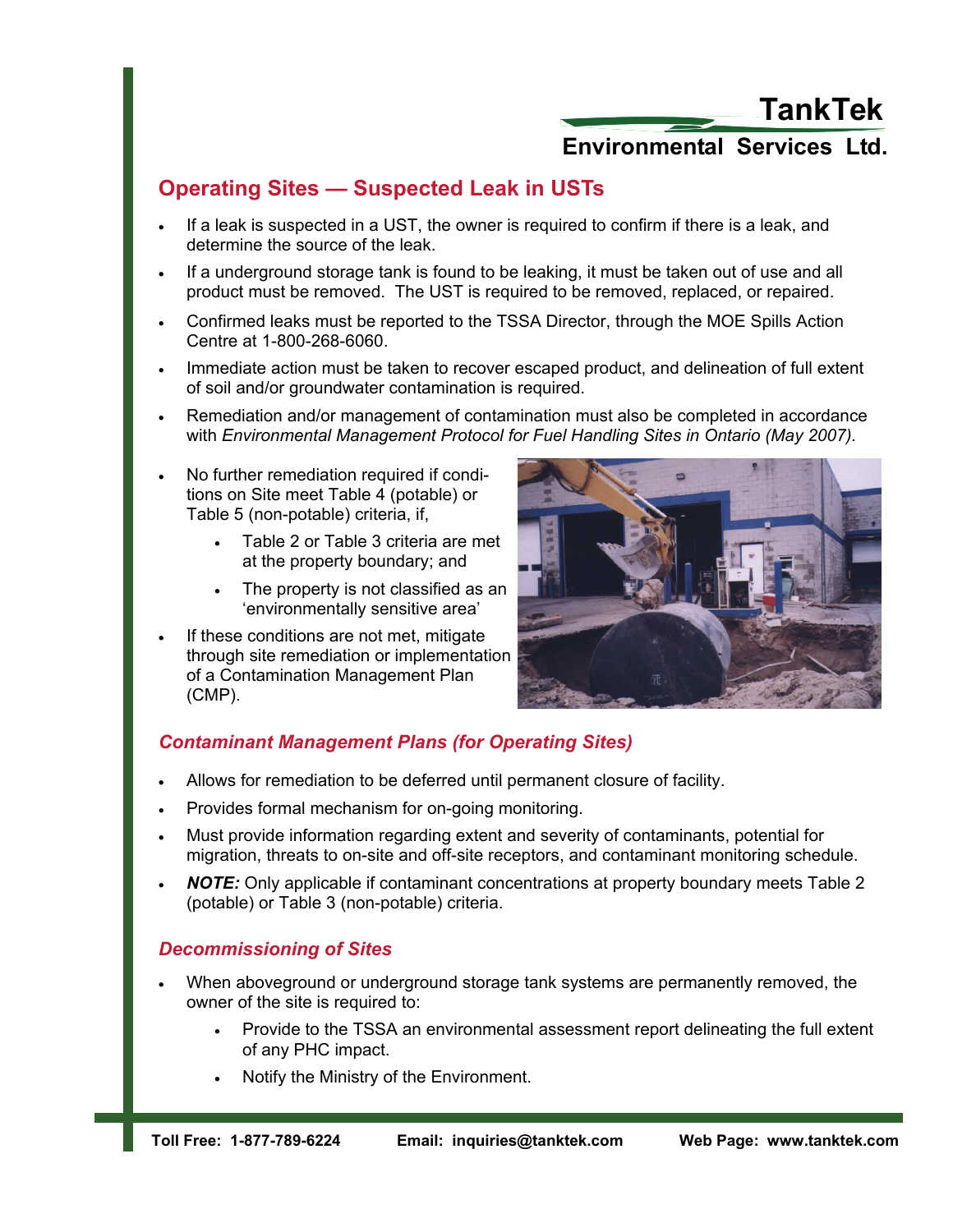# Operating Sites — Suspected Leak in USTs

- If a leak is suspected in a UST, the owner is required to confirm if there is a leak, and determine the source of the leak.
- If a underground storage tank is found to be leaking, it must be taken out of use and all product must be removed. The UST is required to be removed, replaced, or repaired.
- Confirmed leaks must be reported to the TSSA Director, through the MOE Spills Action Centre at 1-800-268-6060.
- Immediate action must be taken to recover escaped product, and delineation of full extent of soil and/or groundwater contamination is required.
- Remediation and/or management of contamination must also be completed in accordance with *Environmental Management Protocol for Fuel Handling Sites in Ontario (May 2007).*
- No further remediation required if conditions on Site meet Table 4 (potable) or Table 5 (non-potable) criteria, if,
  - Table 2 or Table 3 criteria are met at the property boundary; and
  - The property is not classified as an 'environmentally sensitive area'
- If these conditions are not met, mitigate through site remediation or implementation of a Contamination Management Plan (CMP).

## *Contaminant Management Plans (for Operating Sites)*

- Allows for remediation to be deferred until permanent closure of facility.
- Provides formal mechanism for on-going monitoring.
- Must provide information regarding extent and severity of contaminants, potential for migration, threats to on-site and off-site receptors, and contaminant monitoring schedule.
- ***NOTE:*** Only applicable if contaminant concentrations at property boundary meets Table 2 (potable) or Table 3 (non-potable) criteria.

## *Decommissioning of Sites*

- When aboveground or underground storage tank systems are permanently removed, the owner of the site is required to:
  - Provide to the TSSA an environmental assessment report delineating the full extent of any PHC impact.
  - Notify the Ministry of the Environment.